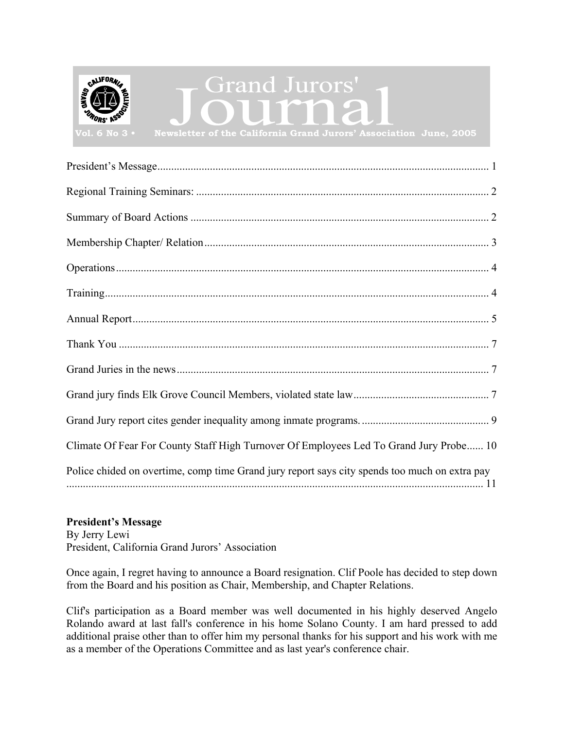# Grand Jurors' Journal

Vol. 6 No 3 • Newsletter of the California Grand Jurors' Association June, 2005

President's Message........................................................................................................................ 1

Regional Training Seminars: .......................................................................................................... 2

Summary of Board Actions ............................................................................................................ 2

Membership Chapter/ Relation....................................................................................................... 3

Operations....................................................................................................................................... 4

Training........................................................................................................................................... 4

Annual Report................................................................................................................................. 5

Thank You ...................................................................................................................................... 7

Grand Juries in the news................................................................................................................. 7

Grand jury finds Elk Grove Council Members, violated state law................................................. 7

Grand Jury report cites gender inequality among inmate programs. .............................................. 9

Climate Of Fear For County Staff High Turnover Of Employees Led To Grand Jury Probe...... 10

Police chided on overtime, comp time Grand jury report says city spends too much on extra pay ...................................................................................................................................................... 11

**President's Message**
By Jerry Lewi
President, California Grand Jurors' Association

Once again, I regret having to announce a Board resignation. Clif Poole has decided to step down from the Board and his position as Chair, Membership, and Chapter Relations.

Clif's participation as a Board member was well documented in his highly deserved Angelo Rolando award at last fall's conference in his home Solano County. I am hard pressed to add additional praise other than to offer him my personal thanks for his support and his work with me as a member of the Operations Committee and as last year's conference chair.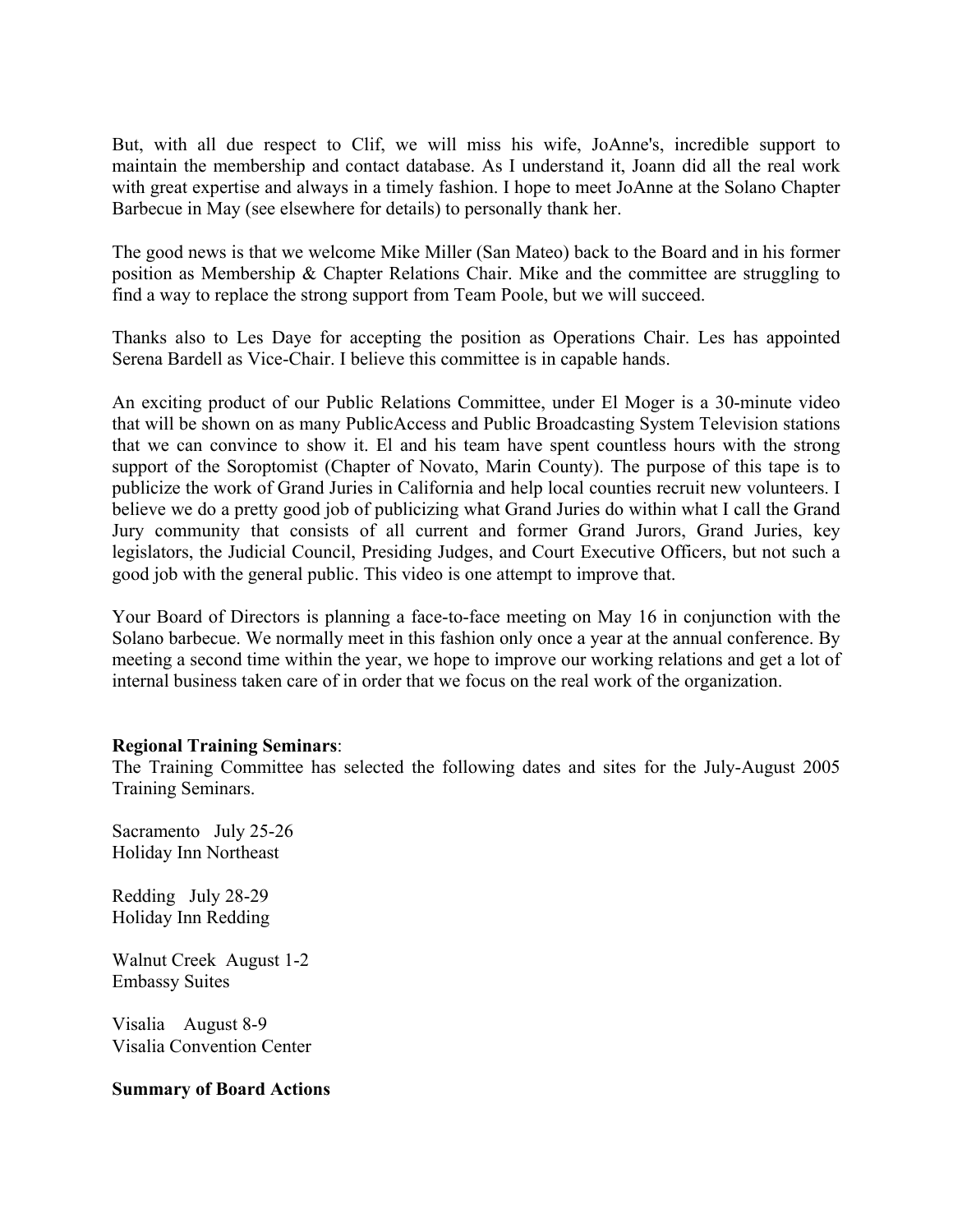But, with all due respect to Clif, we will miss his wife, JoAnne's, incredible support to maintain the membership and contact database. As I understand it, Joann did all the real work with great expertise and always in a timely fashion. I hope to meet JoAnne at the Solano Chapter Barbecue in May (see elsewhere for details) to personally thank her.

The good news is that we welcome Mike Miller (San Mateo) back to the Board and in his former position as Membership & Chapter Relations Chair. Mike and the committee are struggling to find a way to replace the strong support from Team Poole, but we will succeed.

Thanks also to Les Daye for accepting the position as Operations Chair. Les has appointed Serena Bardell as Vice-Chair. I believe this committee is in capable hands.

An exciting product of our Public Relations Committee, under El Moger is a 30-minute video that will be shown on as many PublicAccess and Public Broadcasting System Television stations that we can convince to show it. El and his team have spent countless hours with the strong support of the Soroptomist (Chapter of Novato, Marin County). The purpose of this tape is to publicize the work of Grand Juries in California and help local counties recruit new volunteers. I believe we do a pretty good job of publicizing what Grand Juries do within what I call the Grand Jury community that consists of all current and former Grand Jurors, Grand Juries, key legislators, the Judicial Council, Presiding Judges, and Court Executive Officers, but not such a good job with the general public. This video is one attempt to improve that.

Your Board of Directors is planning a face-to-face meeting on May 16 in conjunction with the Solano barbecue. We normally meet in this fashion only once a year at the annual conference. By meeting a second time within the year, we hope to improve our working relations and get a lot of internal business taken care of in order that we focus on the real work of the organization.

**Regional Training Seminars**:
The Training Committee has selected the following dates and sites for the July-August 2005 Training Seminars.

Sacramento July 25-26
Holiday Inn Northeast

Redding July 28-29
Holiday Inn Redding

Walnut Creek August 1-2
Embassy Suites

Visalia August 8-9
Visalia Convention Center

**Summary of Board Actions**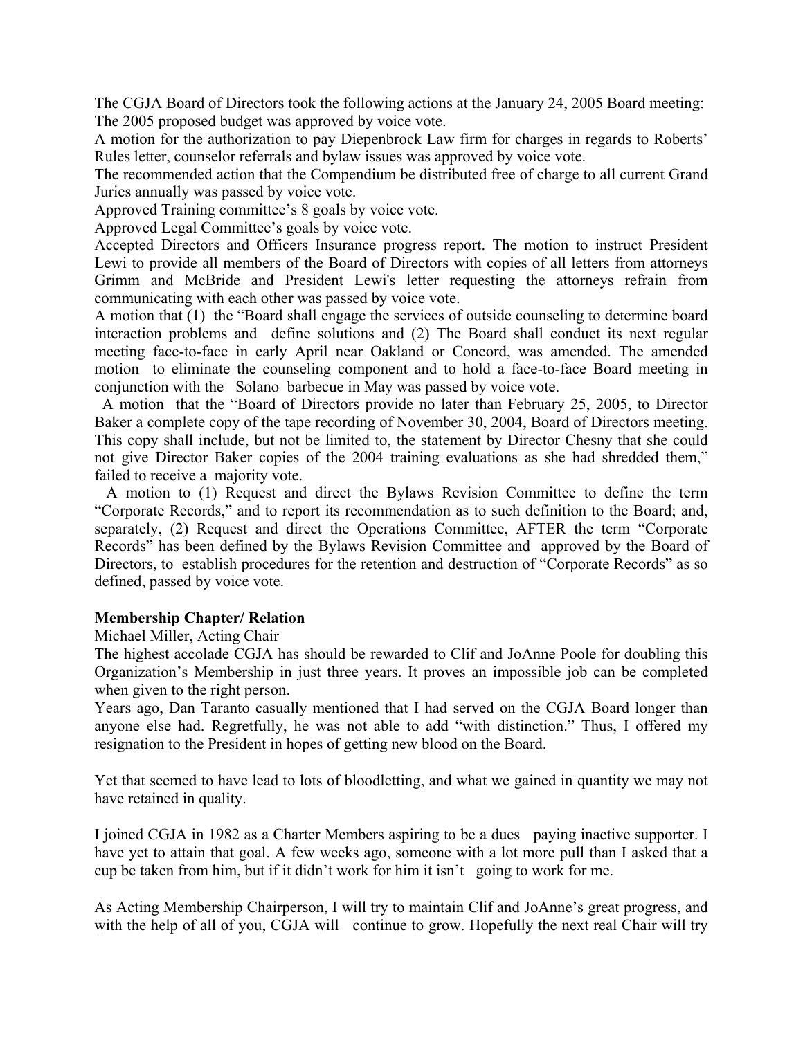The CGJA Board of Directors took the following actions at the January 24, 2005 Board meeting:
The 2005 proposed budget was approved by voice vote.

A motion for the authorization to pay Diepenbrock Law firm for charges in regards to Roberts' Rules letter, counselor referrals and bylaw issues was approved by voice vote.

The recommended action that the Compendium be distributed free of charge to all current Grand Juries annually was passed by voice vote.

Approved Training committee's 8 goals by voice vote.

Approved Legal Committee's goals by voice vote.

Accepted Directors and Officers Insurance progress report. The motion to instruct President Lewi to provide all members of the Board of Directors with copies of all letters from attorneys Grimm and McBride and President Lewi's letter requesting the attorneys refrain from communicating with each other was passed by voice vote.

A motion that (1) the "Board shall engage the services of outside counseling to determine board interaction problems and define solutions and (2) The Board shall conduct its next regular meeting face-to-face in early April near Oakland or Concord, was amended. The amended motion to eliminate the counseling component and to hold a face-to-face Board meeting in conjunction with the Solano barbecue in May was passed by voice vote.

A motion that the "Board of Directors provide no later than February 25, 2005, to Director Baker a complete copy of the tape recording of November 30, 2004, Board of Directors meeting. This copy shall include, but not be limited to, the statement by Director Chesny that she could not give Director Baker copies of the 2004 training evaluations as she had shredded them," failed to receive a majority vote.

A motion to (1) Request and direct the Bylaws Revision Committee to define the term "Corporate Records," and to report its recommendation as to such definition to the Board; and, separately, (2) Request and direct the Operations Committee, AFTER the term "Corporate Records" has been defined by the Bylaws Revision Committee and approved by the Board of Directors, to establish procedures for the retention and destruction of "Corporate Records" as so defined, passed by voice vote.

**Membership Chapter/ Relation**

Michael Miller, Acting Chair

The highest accolade CGJA has should be rewarded to Clif and JoAnne Poole for doubling this Organization's Membership in just three years. It proves an impossible job can be completed when given to the right person.

Years ago, Dan Taranto casually mentioned that I had served on the CGJA Board longer than anyone else had. Regretfully, he was not able to add "with distinction." Thus, I offered my resignation to the President in hopes of getting new blood on the Board.

Yet that seemed to have lead to lots of bloodletting, and what we gained in quantity we may not have retained in quality.

I joined CGJA in 1982 as a Charter Members aspiring to be a dues paying inactive supporter. I have yet to attain that goal. A few weeks ago, someone with a lot more pull than I asked that a cup be taken from him, but if it didn't work for him it isn't going to work for me.

As Acting Membership Chairperson, I will try to maintain Clif and JoAnne's great progress, and with the help of all of you, CGJA will continue to grow. Hopefully the next real Chair will try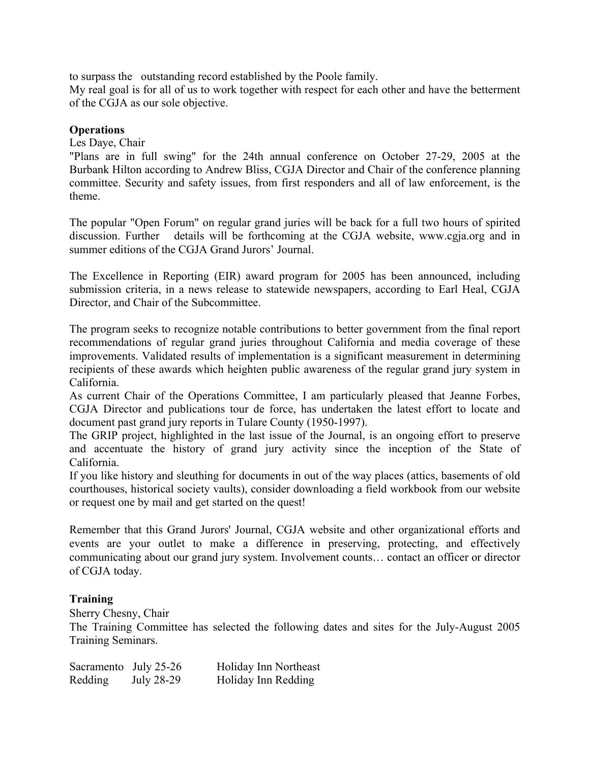to surpass the outstanding record established by the Poole family.
My real goal is for all of us to work together with respect for each other and have the betterment of the CGJA as our sole objective.

**Operations**

Les Daye, Chair

"Plans are in full swing" for the 24th annual conference on October 27-29, 2005 at the Burbank Hilton according to Andrew Bliss, CGJA Director and Chair of the conference planning committee. Security and safety issues, from first responders and all of law enforcement, is the theme.

The popular "Open Forum" on regular grand juries will be back for a full two hours of spirited discussion. Further details will be forthcoming at the CGJA website, www.cgja.org and in summer editions of the CGJA Grand Jurors' Journal.

The Excellence in Reporting (EIR) award program for 2005 has been announced, including submission criteria, in a news release to statewide newspapers, according to Earl Heal, CGJA Director, and Chair of the Subcommittee.

The program seeks to recognize notable contributions to better government from the final report recommendations of regular grand juries throughout California and media coverage of these improvements. Validated results of implementation is a significant measurement in determining recipients of these awards which heighten public awareness of the regular grand jury system in California.
As current Chair of the Operations Committee, I am particularly pleased that Jeanne Forbes, CGJA Director and publications tour de force, has undertaken the latest effort to locate and document past grand jury reports in Tulare County (1950-1997).
The GRIP project, highlighted in the last issue of the Journal, is an ongoing effort to preserve and accentuate the history of grand jury activity since the inception of the State of California.
If you like history and sleuthing for documents in out of the way places (attics, basements of old courthouses, historical society vaults), consider downloading a field workbook from our website or request one by mail and get started on the quest!

Remember that this Grand Jurors' Journal, CGJA website and other organizational efforts and events are your outlet to make a difference in preserving, protecting, and effectively communicating about our grand jury system. Involvement counts… contact an officer or director of CGJA today.

**Training**

Sherry Chesny, Chair

The Training Committee has selected the following dates and sites for the July-August 2005 Training Seminars.

| | | |
|---|---|---|
| Sacramento | July 25-26 | Holiday Inn Northeast |
| Redding | July 28-29 | Holiday Inn Redding |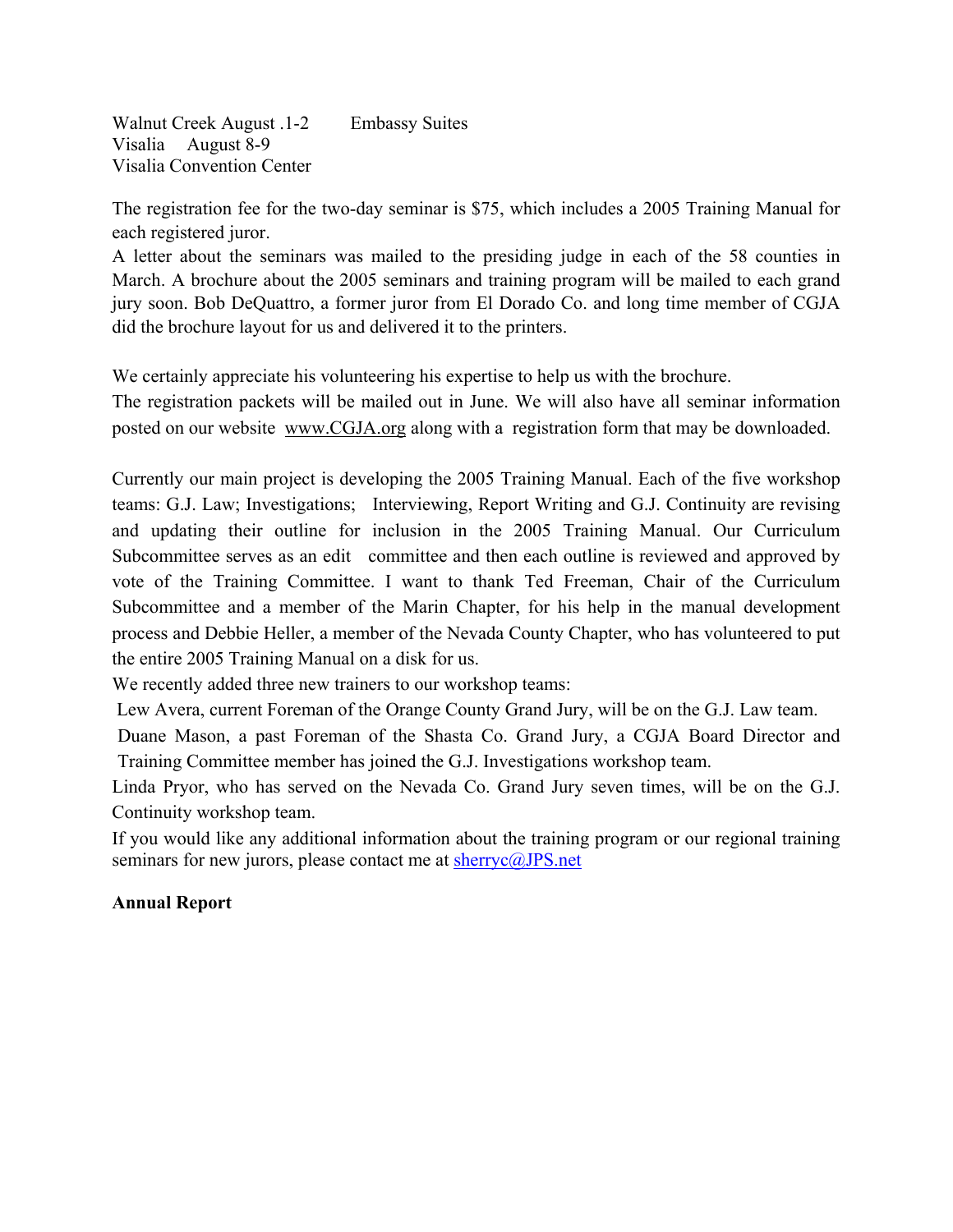Walnut Creek August .1-2 Embassy Suites
Visalia August 8-9
Visalia Convention Center

The registration fee for the two-day seminar is $75, which includes a 2005 Training Manual for each registered juror.
A letter about the seminars was mailed to the presiding judge in each of the 58 counties in March. A brochure about the 2005 seminars and training program will be mailed to each grand jury soon. Bob DeQuattro, a former juror from El Dorado Co. and long time member of CGJA did the brochure layout for us and delivered it to the printers.

We certainly appreciate his volunteering his expertise to help us with the brochure.
The registration packets will be mailed out in June. We will also have all seminar information posted on our website www.CGJA.org along with a registration form that may be downloaded.

Currently our main project is developing the 2005 Training Manual. Each of the five workshop teams: G.J. Law; Investigations; Interviewing, Report Writing and G.J. Continuity are revising and updating their outline for inclusion in the 2005 Training Manual. Our Curriculum Subcommittee serves as an edit committee and then each outline is reviewed and approved by vote of the Training Committee. I want to thank Ted Freeman, Chair of the Curriculum Subcommittee and a member of the Marin Chapter, for his help in the manual development process and Debbie Heller, a member of the Nevada County Chapter, who has volunteered to put the entire 2005 Training Manual on a disk for us.
We recently added three new trainers to our workshop teams:
Lew Avera, current Foreman of the Orange County Grand Jury, will be on the G.J. Law team.
Duane Mason, a past Foreman of the Shasta Co. Grand Jury, a CGJA Board Director and Training Committee member has joined the G.J. Investigations workshop team.
Linda Pryor, who has served on the Nevada Co. Grand Jury seven times, will be on the G.J. Continuity workshop team.
If you would like any additional information about the training program or our regional training seminars for new jurors, please contact me at sherryc@JPS.net

**Annual Report**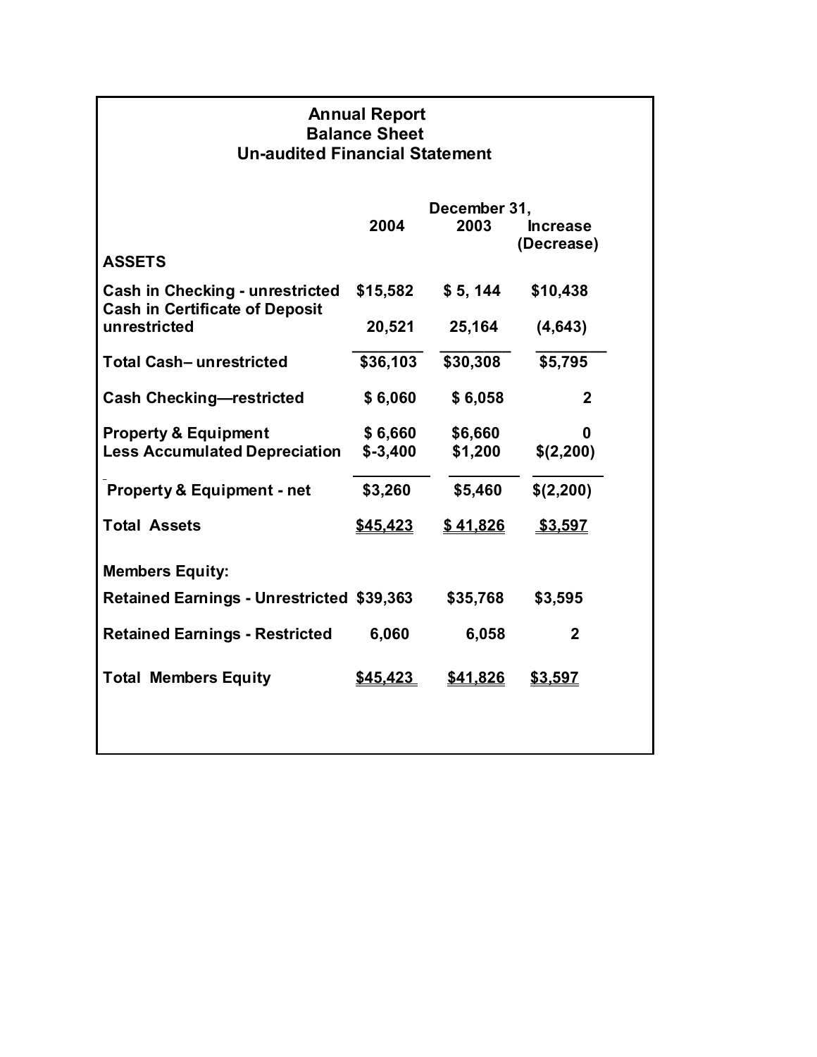# Annual Report
## Balance Sheet
### Un-audited Financial Statement

| | December 31, 2004 | 2003 | Increase (Decrease) |
|---|---|---|---|
| **ASSETS** | | | |
| **Cash in Checking - unrestricted** | **$15,582** | **$ 5, 144** | **$10,438** |
| **Cash in Certificate of Deposit unrestricted** | **20,521** | **25,164** | **(4,643)** |
| **Total Cash– unrestricted** | **$36,103** | **$30,308** | **$5,795** |
| **Cash Checking—restricted** | **$ 6,060** | **$ 6,058** | **2** |
| **Property & Equipment** | **$ 6,660** | **$6,660** | **0** |
| **Less Accumulated Depreciation** | **$-3,400** | **$1,200** | **$(2,200)** |
| **Property & Equipment - net** | **$3,260** | **$5,460** | **$(2,200)** |
| **Total Assets** | **$45,423** | **$ 41,826** | **$3,597** |
| **Members Equity:** | | | |
| **Retained Earnings - Unrestricted** | **$39,363** | **$35,768** | **$3,595** |
| **Retained Earnings - Restricted** | **6,060** | **6,058** | **2** |
| **Total Members Equity** | **$45,423** | **$41,826** | **$3,597** |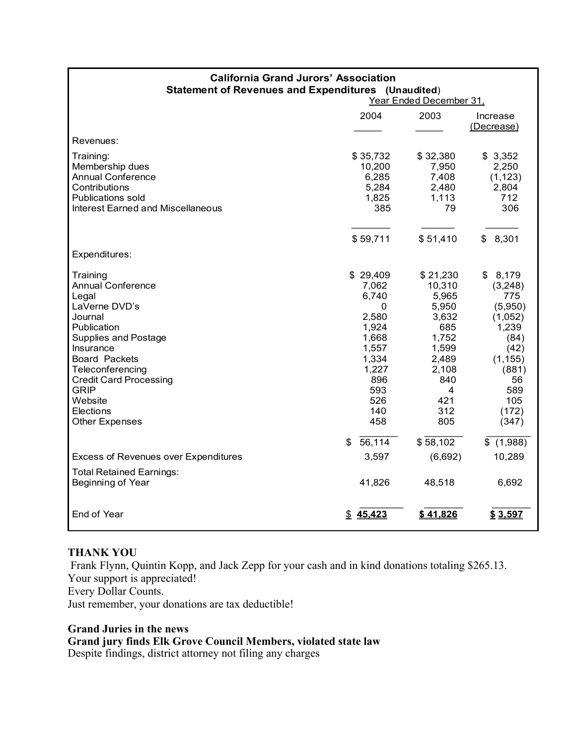| California Grand Jurors' Association<br>Statement of Revenues and Expenditures (Unaudited) | Year Ended December 31, | | |
|---|---|---|---|
| | 2004 | 2003 | Increase (Decrease) |
| Revenues: | | | |
| Training: | $ 35,732 | $ 32,380 | $ 3,352 |
| Membership dues | 10,200 | 7,950 | 2,250 |
| Annual Conference | 6,285 | 7,408 | (1,123) |
| Contributions | 5,284 | 2,480 | 2,804 |
| Publications sold | 1,825 | 1,113 | 712 |
| Interest Earned and Miscellaneous | 385 | 79 | 306 |
| | $ 59,711 | $ 51,410 | $ 8,301 |
| Expenditures: | | | |
| Training | $ 29,409 | $ 21,230 | $ 8,179 |
| Annual Conference | 7,062 | 10,310 | (3,248) |
| Legal | 6,740 | 5,965 | 775 |
| LaVerne DVD's | 0 | 5,950 | (5,950) |
| Journal | 2,580 | 3,632 | (1,052) |
| Publication | 1,924 | 685 | 1,239 |
| Supplies and Postage | 1,668 | 1,752 | (84) |
| Insurance | 1,557 | 1,599 | (42) |
| Board Packets | 1,334 | 2,489 | (1,155) |
| Teleconferencing | 1,227 | 2,108 | (881) |
| Credit Card Processing | 896 | 840 | 56 |
| GRIP | 593 | 4 | 589 |
| Website | 526 | 421 | 105 |
| Elections | 140 | 312 | (172) |
| Other Expenses | 458 | 805 | (347) |
| | $ 56,114 | $ 58,102 | $ (1,988) |
| Excess of Revenues over Expenditures | 3,597 | (6,692) | 10,289 |
| Total Retained Earnings:<br>Beginning of Year | 41,826 | 48,518 | 6,692 |
| End of Year | $ 45,423 | $ 41,826 | $ 3,597 |

**THANK YOU**

Frank Flynn, Quintin Kopp, and Jack Zepp for your cash and in kind donations totaling $265.13.
Your support is appreciated!
Every Dollar Counts.
Just remember, your donations are tax deductible!

**Grand Juries in the news**

**Grand jury finds Elk Grove Council Members, violated state law**

Despite findings, district attorney not filing any charges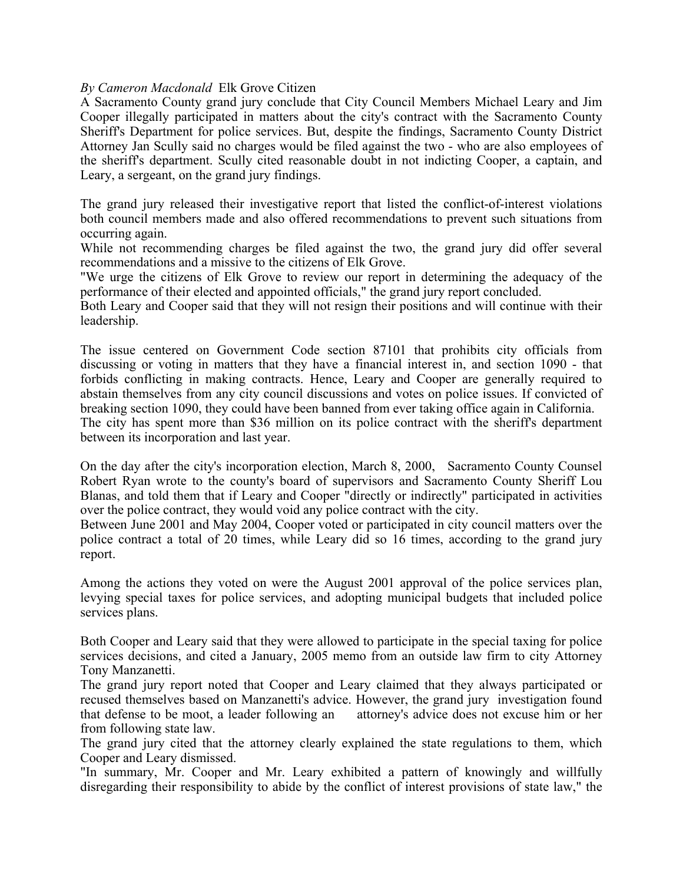*By Cameron Macdonald* Elk Grove Citizen

A Sacramento County grand jury conclude that City Council Members Michael Leary and Jim Cooper illegally participated in matters about the city's contract with the Sacramento County Sheriff's Department for police services. But, despite the findings, Sacramento County District Attorney Jan Scully said no charges would be filed against the two - who are also employees of the sheriff's department. Scully cited reasonable doubt in not indicting Cooper, a captain, and Leary, a sergeant, on the grand jury findings.

The grand jury released their investigative report that listed the conflict-of-interest violations both council members made and also offered recommendations to prevent such situations from occurring again.

While not recommending charges be filed against the two, the grand jury did offer several recommendations and a missive to the citizens of Elk Grove.

"We urge the citizens of Elk Grove to review our report in determining the adequacy of the performance of their elected and appointed officials," the grand jury report concluded.

Both Leary and Cooper said that they will not resign their positions and will continue with their leadership.

The issue centered on Government Code section 87101 that prohibits city officials from discussing or voting in matters that they have a financial interest in, and section 1090 - that forbids conflicting in making contracts. Hence, Leary and Cooper are generally required to abstain themselves from any city council discussions and votes on police issues. If convicted of breaking section 1090, they could have been banned from ever taking office again in California.

The city has spent more than $36 million on its police contract with the sheriff's department between its incorporation and last year.

On the day after the city's incorporation election, March 8, 2000, Sacramento County Counsel Robert Ryan wrote to the county's board of supervisors and Sacramento County Sheriff Lou Blanas, and told them that if Leary and Cooper "directly or indirectly" participated in activities over the police contract, they would void any police contract with the city.

Between June 2001 and May 2004, Cooper voted or participated in city council matters over the police contract a total of 20 times, while Leary did so 16 times, according to the grand jury report.

Among the actions they voted on were the August 2001 approval of the police services plan, levying special taxes for police services, and adopting municipal budgets that included police services plans.

Both Cooper and Leary said that they were allowed to participate in the special taxing for police services decisions, and cited a January, 2005 memo from an outside law firm to city Attorney Tony Manzanetti.

The grand jury report noted that Cooper and Leary claimed that they always participated or recused themselves based on Manzanetti's advice. However, the grand jury investigation found that defense to be moot, a leader following an attorney's advice does not excuse him or her from following state law.

The grand jury cited that the attorney clearly explained the state regulations to them, which Cooper and Leary dismissed.

"In summary, Mr. Cooper and Mr. Leary exhibited a pattern of knowingly and willfully disregarding their responsibility to abide by the conflict of interest provisions of state law," the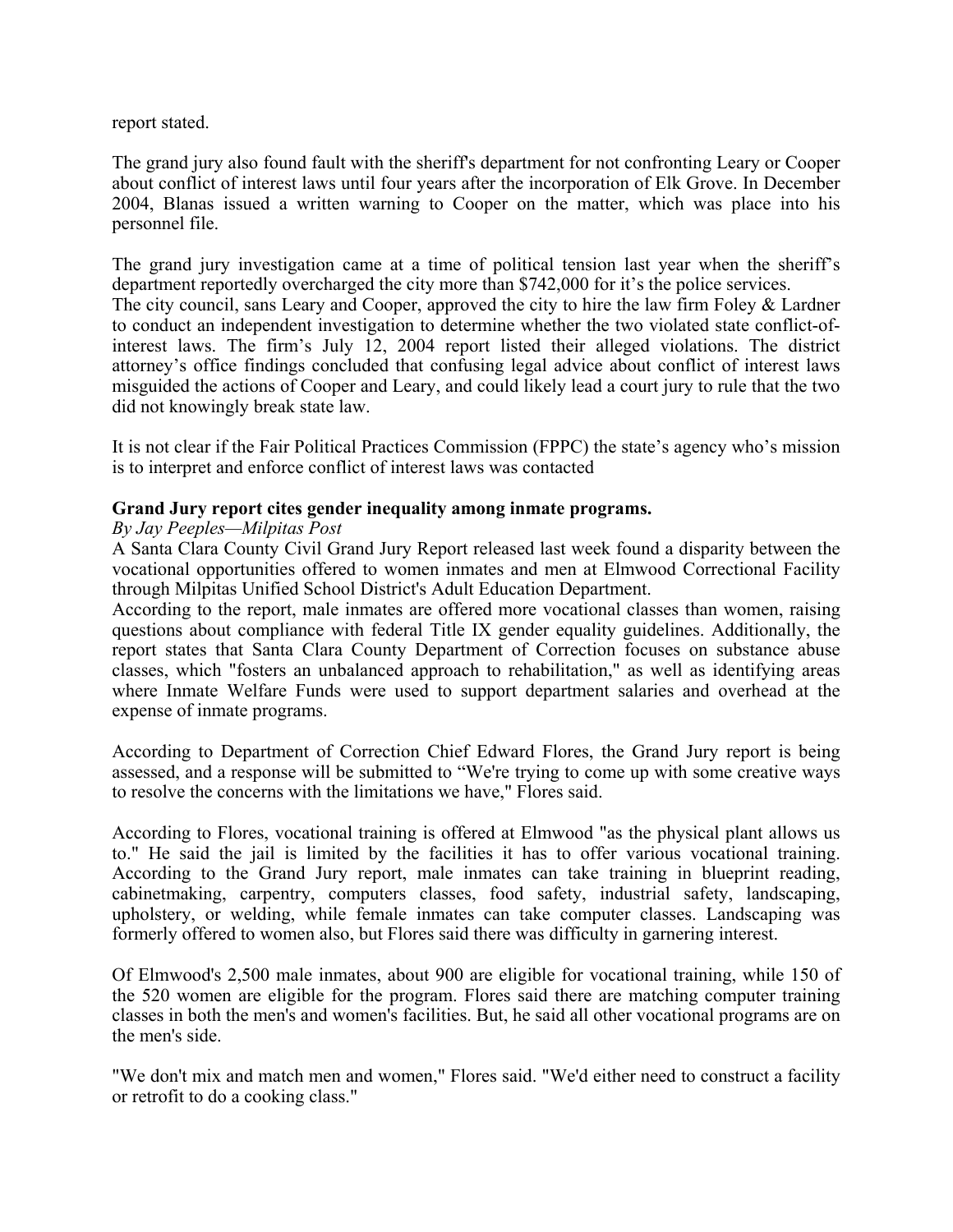report stated.

The grand jury also found fault with the sheriff's department for not confronting Leary or Cooper about conflict of interest laws until four years after the incorporation of Elk Grove. In December 2004, Blanas issued a written warning to Cooper on the matter, which was place into his personnel file.

The grand jury investigation came at a time of political tension last year when the sheriff's department reportedly overcharged the city more than $742,000 for it's the police services.
The city council, sans Leary and Cooper, approved the city to hire the law firm Foley & Lardner to conduct an independent investigation to determine whether the two violated state conflict-of-interest laws. The firm's July 12, 2004 report listed their alleged violations. The district attorney's office findings concluded that confusing legal advice about conflict of interest laws misguided the actions of Cooper and Leary, and could likely lead a court jury to rule that the two did not knowingly break state law.

It is not clear if the Fair Political Practices Commission (FPPC) the state's agency who's mission is to interpret and enforce conflict of interest laws was contacted

**Grand Jury report cites gender inequality among inmate programs.**
*By Jay Peeples—Milpitas Post*
A Santa Clara County Civil Grand Jury Report released last week found a disparity between the vocational opportunities offered to women inmates and men at Elmwood Correctional Facility through Milpitas Unified School District's Adult Education Department.
According to the report, male inmates are offered more vocational classes than women, raising questions about compliance with federal Title IX gender equality guidelines. Additionally, the report states that Santa Clara County Department of Correction focuses on substance abuse classes, which "fosters an unbalanced approach to rehabilitation," as well as identifying areas where Inmate Welfare Funds were used to support department salaries and overhead at the expense of inmate programs.

According to Department of Correction Chief Edward Flores, the Grand Jury report is being assessed, and a response will be submitted to "We're trying to come up with some creative ways to resolve the concerns with the limitations we have," Flores said.

According to Flores, vocational training is offered at Elmwood "as the physical plant allows us to." He said the jail is limited by the facilities it has to offer various vocational training. According to the Grand Jury report, male inmates can take training in blueprint reading, cabinetmaking, carpentry, computers classes, food safety, industrial safety, landscaping, upholstery, or welding, while female inmates can take computer classes. Landscaping was formerly offered to women also, but Flores said there was difficulty in garnering interest.

Of Elmwood's 2,500 male inmates, about 900 are eligible for vocational training, while 150 of the 520 women are eligible for the program. Flores said there are matching computer training classes in both the men's and women's facilities. But, he said all other vocational programs are on the men's side.

"We don't mix and match men and women," Flores said. "We'd either need to construct a facility or retrofit to do a cooking class."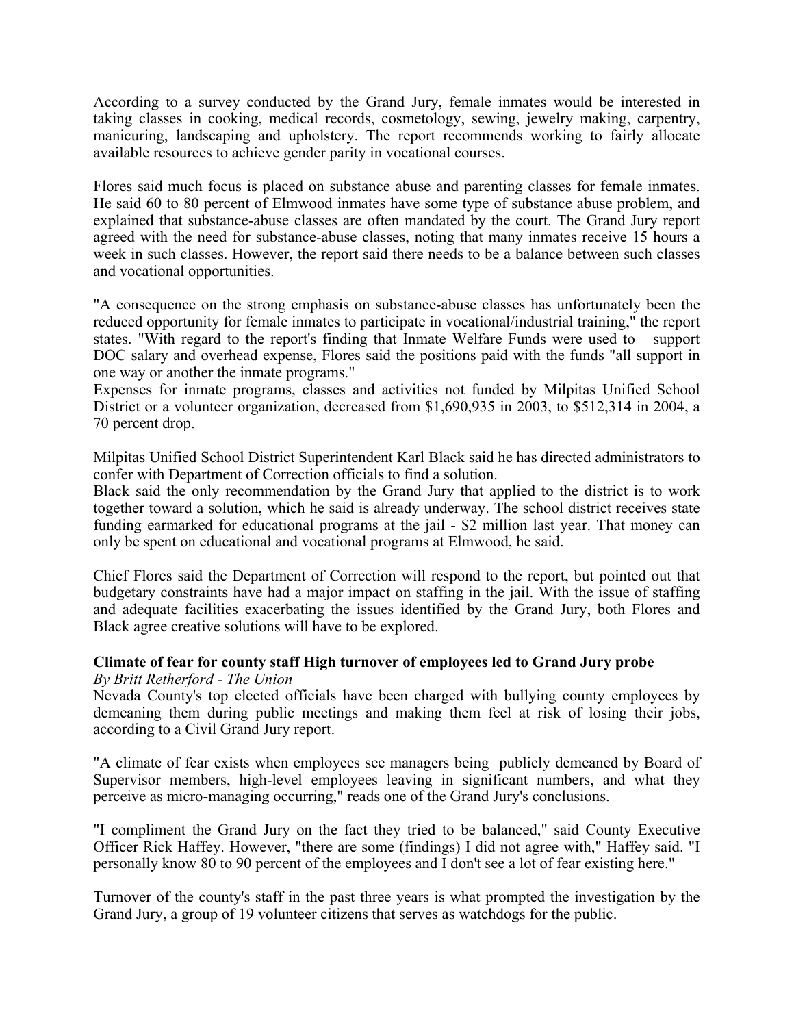According to a survey conducted by the Grand Jury, female inmates would be interested in taking classes in cooking, medical records, cosmetology, sewing, jewelry making, carpentry, manicuring, landscaping and upholstery. The report recommends working to fairly allocate available resources to achieve gender parity in vocational courses.

Flores said much focus is placed on substance abuse and parenting classes for female inmates. He said 60 to 80 percent of Elmwood inmates have some type of substance abuse problem, and explained that substance-abuse classes are often mandated by the court. The Grand Jury report agreed with the need for substance-abuse classes, noting that many inmates receive 15 hours a week in such classes. However, the report said there needs to be a balance between such classes and vocational opportunities.

"A consequence on the strong emphasis on substance-abuse classes has unfortunately been the reduced opportunity for female inmates to participate in vocational/industrial training," the report states. "With regard to the report's finding that Inmate Welfare Funds were used to support DOC salary and overhead expense, Flores said the positions paid with the funds "all support in one way or another the inmate programs."

Expenses for inmate programs, classes and activities not funded by Milpitas Unified School District or a volunteer organization, decreased from $1,690,935 in 2003, to $512,314 in 2004, a 70 percent drop.

Milpitas Unified School District Superintendent Karl Black said he has directed administrators to confer with Department of Correction officials to find a solution.

Black said the only recommendation by the Grand Jury that applied to the district is to work together toward a solution, which he said is already underway. The school district receives state funding earmarked for educational programs at the jail - $2 million last year. That money can only be spent on educational and vocational programs at Elmwood, he said.

Chief Flores said the Department of Correction will respond to the report, but pointed out that budgetary constraints have had a major impact on staffing in the jail. With the issue of staffing and adequate facilities exacerbating the issues identified by the Grand Jury, both Flores and Black agree creative solutions will have to be explored.

**Climate of fear for county staff High turnover of employees led to Grand Jury probe**

*By Britt Retherford - The Union*

Nevada County's top elected officials have been charged with bullying county employees by demeaning them during public meetings and making them feel at risk of losing their jobs, according to a Civil Grand Jury report.

"A climate of fear exists when employees see managers being publicly demeaned by Board of Supervisor members, high-level employees leaving in significant numbers, and what they perceive as micro-managing occurring," reads one of the Grand Jury's conclusions.

"I compliment the Grand Jury on the fact they tried to be balanced," said County Executive Officer Rick Haffey. However, "there are some (findings) I did not agree with," Haffey said. "I personally know 80 to 90 percent of the employees and I don't see a lot of fear existing here."

Turnover of the county's staff in the past three years is what prompted the investigation by the Grand Jury, a group of 19 volunteer citizens that serves as watchdogs for the public.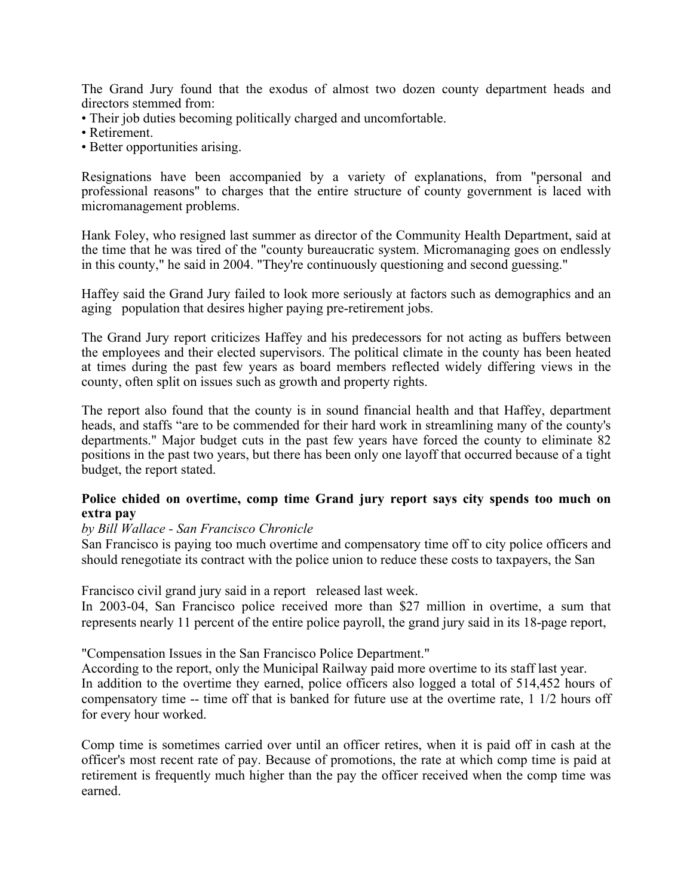The Grand Jury found that the exodus of almost two dozen county department heads and directors stemmed from:

- Their job duties becoming politically charged and uncomfortable.
- Retirement.
- Better opportunities arising.

Resignations have been accompanied by a variety of explanations, from "personal and professional reasons" to charges that the entire structure of county government is laced with micromanagement problems.

Hank Foley, who resigned last summer as director of the Community Health Department, said at the time that he was tired of the "county bureaucratic system. Micromanaging goes on endlessly in this county," he said in 2004. "They're continuously questioning and second guessing."

Haffey said the Grand Jury failed to look more seriously at factors such as demographics and an aging population that desires higher paying pre-retirement jobs.

The Grand Jury report criticizes Haffey and his predecessors for not acting as buffers between the employees and their elected supervisors. The political climate in the county has been heated at times during the past few years as board members reflected widely differing views in the county, often split on issues such as growth and property rights.

The report also found that the county is in sound financial health and that Haffey, department heads, and staffs "are to be commended for their hard work in streamlining many of the county's departments." Major budget cuts in the past few years have forced the county to eliminate 82 positions in the past two years, but there has been only one layoff that occurred because of a tight budget, the report stated.

**Police chided on overtime, comp time Grand jury report says city spends too much on extra pay**

*by Bill Wallace - San Francisco Chronicle*

San Francisco is paying too much overtime and compensatory time off to city police officers and should renegotiate its contract with the police union to reduce these costs to taxpayers, the San Francisco civil grand jury said in a report released last week.

In 2003-04, San Francisco police received more than $27 million in overtime, a sum that represents nearly 11 percent of the entire police payroll, the grand jury said in its 18-page report, "Compensation Issues in the San Francisco Police Department."

According to the report, only the Municipal Railway paid more overtime to its staff last year.

In addition to the overtime they earned, police officers also logged a total of 514,452 hours of compensatory time -- time off that is banked for future use at the overtime rate, 1 1/2 hours off for every hour worked.

Comp time is sometimes carried over until an officer retires, when it is paid off in cash at the officer's most recent rate of pay. Because of promotions, the rate at which comp time is paid at retirement is frequently much higher than the pay the officer received when the comp time was earned.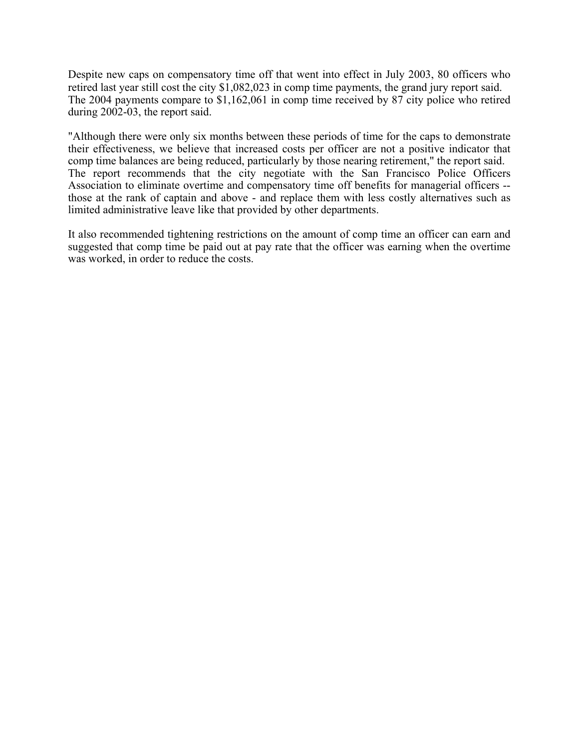Despite new caps on compensatory time off that went into effect in July 2003, 80 officers who retired last year still cost the city $1,082,023 in comp time payments, the grand jury report said. The 2004 payments compare to $1,162,061 in comp time received by 87 city police who retired during 2002-03, the report said.

"Although there were only six months between these periods of time for the caps to demonstrate their effectiveness, we believe that increased costs per officer are not a positive indicator that comp time balances are being reduced, particularly by those nearing retirement," the report said. The report recommends that the city negotiate with the San Francisco Police Officers Association to eliminate overtime and compensatory time off benefits for managerial officers -- those at the rank of captain and above - and replace them with less costly alternatives such as limited administrative leave like that provided by other departments.

It also recommended tightening restrictions on the amount of comp time an officer can earn and suggested that comp time be paid out at pay rate that the officer was earning when the overtime was worked, in order to reduce the costs.